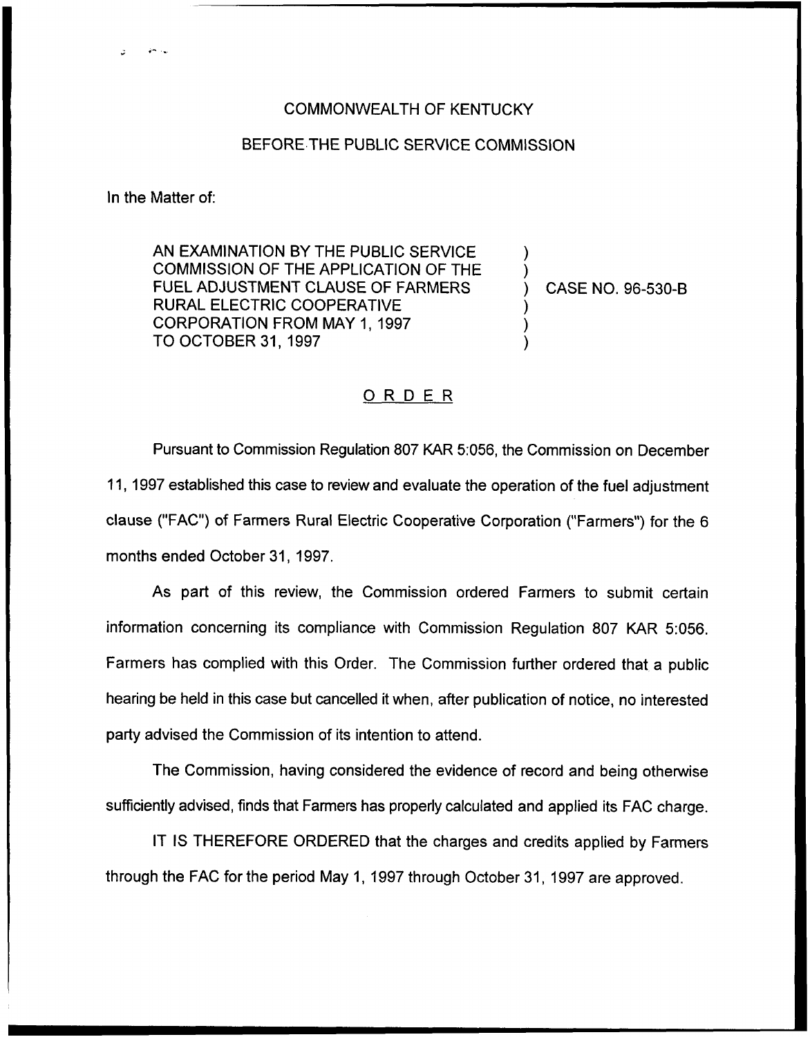COMMONWEALTH OF KENTUCKY

BEFORE THE PUBLIC SERVICE COMMISSION

In the Matter of:

AN EXAMINATION BY THE PUBLIC SERVICE COMMISSION OF THE APPLICATION OF THE FUEL ADJUSTMENT CLAUSE OF FARMERS RURAL ELECTRIC COOPERATIVE CORPORATION FROM MAY 1, 1997 TO OCTOBER 31, 1997 ) CASE NO. 96-530-B

# ORDER

Pursuant to Commission Regulation 807 KAR 5:056, the Commission on December 11, 1997 established this case to review and evaluate the operation of the fuel adjustment clause ("FAC") of Farmers Rural Electric Cooperative Corporation ("Farmers") for the 6 months ended October 31, 1997.

As part of this review, the Commission ordered Farmers to submit certain information concerning its compliance with Commission Regulation 807 KAR 5:056. Farmers has complied with this Order. The Commission further ordered that a public hearing be held in this case but cancelled it when, after publication of notice, no interested party advised the Commission of its intention to attend.

The Commission, having considered the evidence of record and being otherwise sufficiently advised, finds that Farmers has properly calculated and applied its FAC charge.

IT IS THEREFORE ORDERED that the charges and credits applied by Farmers through the FAC for the period May 1, 1997 through October 31, 1997 are approved.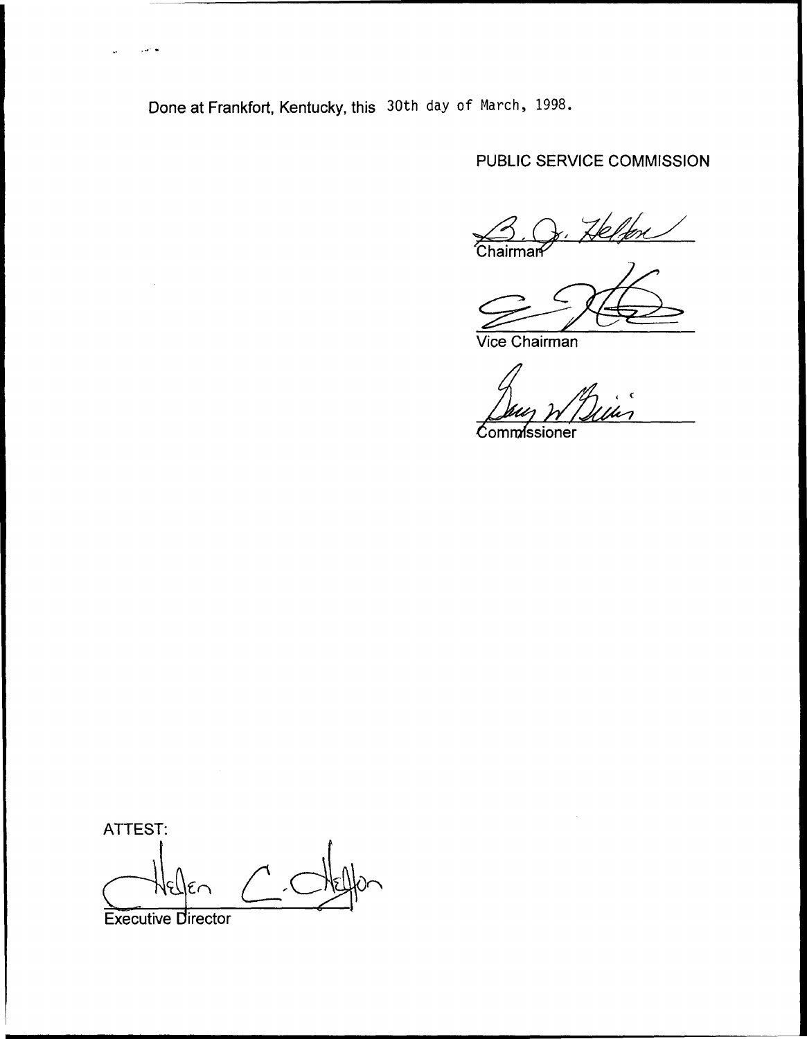Done at Frankfort, Kentucky, this 30th day of March, 1998.

PUBLIC SERVICE COMMISSION

Chairman

Vice Chairman

Commissioner

ATTEST:

Executive Director